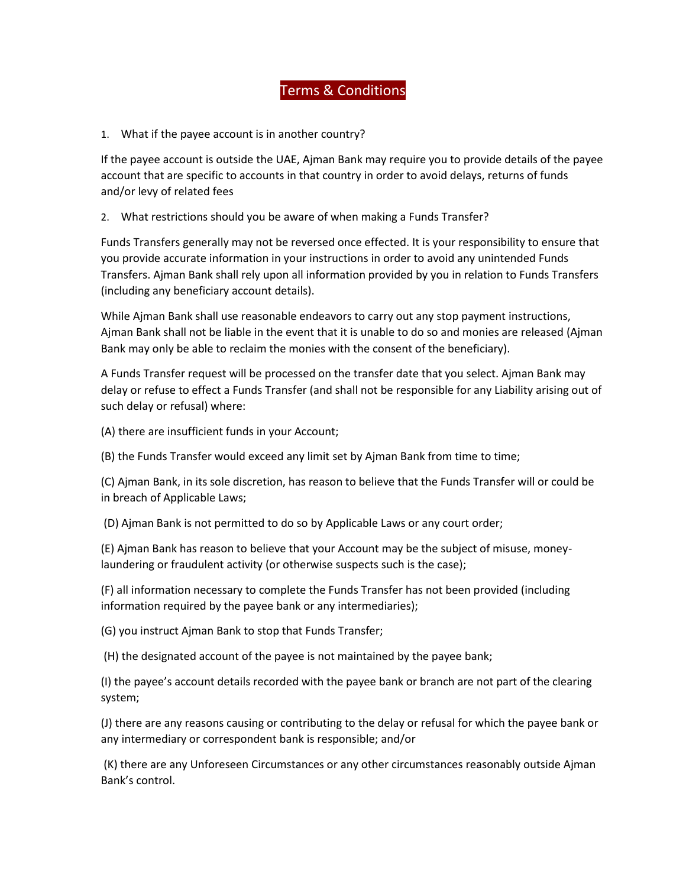# Terms & Conditions

1. What if the payee account is in another country?

If the payee account is outside the UAE, Ajman Bank may require you to provide details of the payee account that are specific to accounts in that country in order to avoid delays, returns of funds and/or levy of related fees

2. What restrictions should you be aware of when making a Funds Transfer?

Funds Transfers generally may not be reversed once effected. It is your responsibility to ensure that you provide accurate information in your instructions in order to avoid any unintended Funds Transfers. Ajman Bank shall rely upon all information provided by you in relation to Funds Transfers (including any beneficiary account details).

While Ajman Bank shall use reasonable endeavors to carry out any stop payment instructions, Ajman Bank shall not be liable in the event that it is unable to do so and monies are released (Ajman Bank may only be able to reclaim the monies with the consent of the beneficiary).

A Funds Transfer request will be processed on the transfer date that you select. Ajman Bank may delay or refuse to effect a Funds Transfer (and shall not be responsible for any Liability arising out of such delay or refusal) where:

(A) there are insufficient funds in your Account;

(B) the Funds Transfer would exceed any limit set by Ajman Bank from time to time;

(C) Ajman Bank, in its sole discretion, has reason to believe that the Funds Transfer will or could be in breach of Applicable Laws;

(D) Ajman Bank is not permitted to do so by Applicable Laws or any court order;

(E) Ajman Bank has reason to believe that your Account may be the subject of misuse, money-laundering or fraudulent activity (or otherwise suspects such is the case);

(F) all information necessary to complete the Funds Transfer has not been provided (including information required by the payee bank or any intermediaries);

(G) you instruct Ajman Bank to stop that Funds Transfer;

(H) the designated account of the payee is not maintained by the payee bank;

(I) the payee's account details recorded with the payee bank or branch are not part of the clearing system;

(J) there are any reasons causing or contributing to the delay or refusal for which the payee bank or any intermediary or correspondent bank is responsible; and/or

(K) there are any Unforeseen Circumstances or any other circumstances reasonably outside Ajman Bank's control.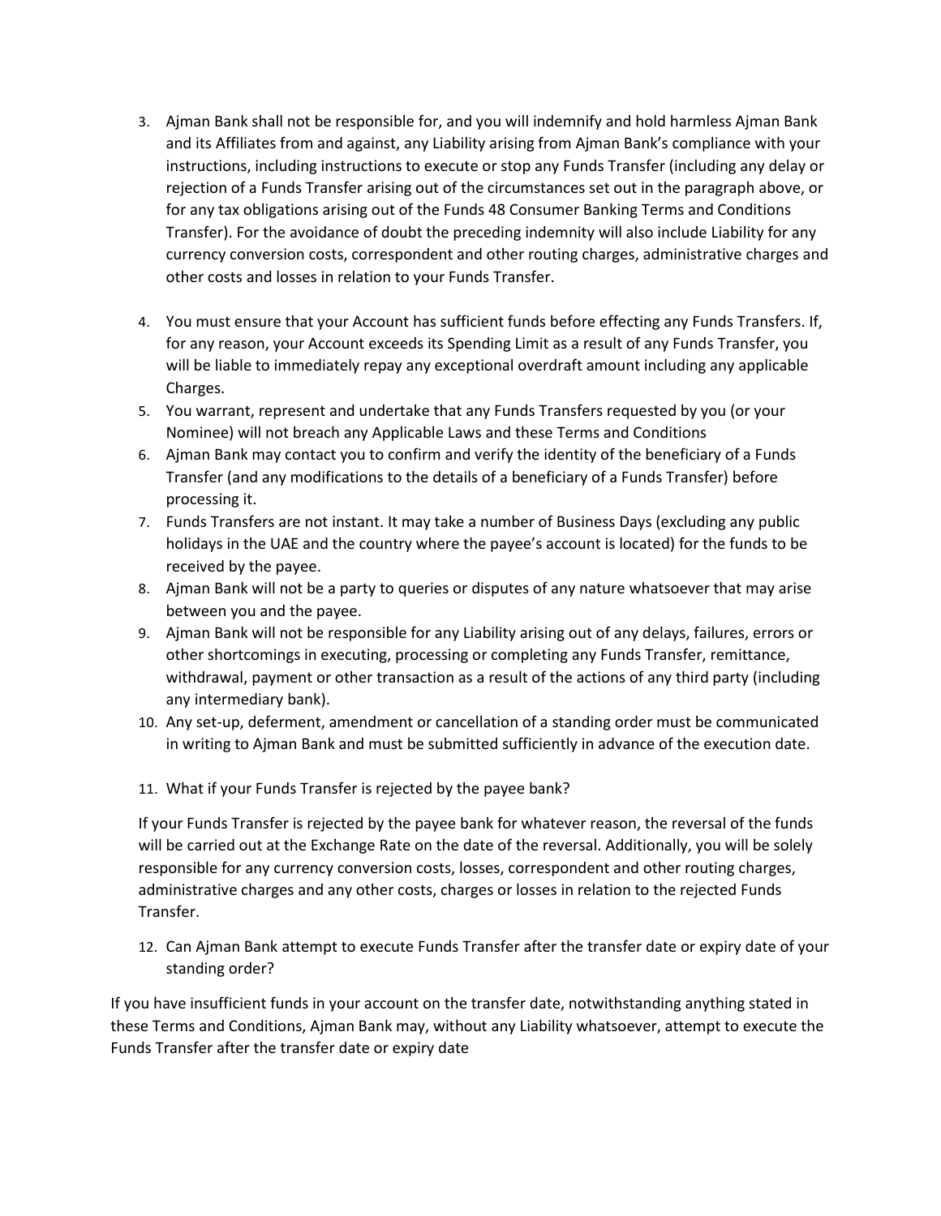3. Ajman Bank shall not be responsible for, and you will indemnify and hold harmless Ajman Bank and its Affiliates from and against, any Liability arising from Ajman Bank's compliance with your instructions, including instructions to execute or stop any Funds Transfer (including any delay or rejection of a Funds Transfer arising out of the circumstances set out in the paragraph above, or for any tax obligations arising out of the Funds 48 Consumer Banking Terms and Conditions Transfer). For the avoidance of doubt the preceding indemnity will also include Liability for any currency conversion costs, correspondent and other routing charges, administrative charges and other costs and losses in relation to your Funds Transfer.

4. You must ensure that your Account has sufficient funds before effecting any Funds Transfers. If, for any reason, your Account exceeds its Spending Limit as a result of any Funds Transfer, you will be liable to immediately repay any exceptional overdraft amount including any applicable Charges.
5. You warrant, represent and undertake that any Funds Transfers requested by you (or your Nominee) will not breach any Applicable Laws and these Terms and Conditions
6. Ajman Bank may contact you to confirm and verify the identity of the beneficiary of a Funds Transfer (and any modifications to the details of a beneficiary of a Funds Transfer) before processing it.
7. Funds Transfers are not instant. It may take a number of Business Days (excluding any public holidays in the UAE and the country where the payee's account is located) for the funds to be received by the payee.
8. Ajman Bank will not be a party to queries or disputes of any nature whatsoever that may arise between you and the payee.
9. Ajman Bank will not be responsible for any Liability arising out of any delays, failures, errors or other shortcomings in executing, processing or completing any Funds Transfer, remittance, withdrawal, payment or other transaction as a result of the actions of any third party (including any intermediary bank).
10. Any set-up, deferment, amendment or cancellation of a standing order must be communicated in writing to Ajman Bank and must be submitted sufficiently in advance of the execution date.

11. What if your Funds Transfer is rejected by the payee bank?

    If your Funds Transfer is rejected by the payee bank for whatever reason, the reversal of the funds will be carried out at the Exchange Rate on the date of the reversal. Additionally, you will be solely responsible for any currency conversion costs, losses, correspondent and other routing charges, administrative charges and any other costs, charges or losses in relation to the rejected Funds Transfer.

12. Can Ajman Bank attempt to execute Funds Transfer after the transfer date or expiry date of your standing order?

If you have insufficient funds in your account on the transfer date, notwithstanding anything stated in these Terms and Conditions, Ajman Bank may, without any Liability whatsoever, attempt to execute the Funds Transfer after the transfer date or expiry date